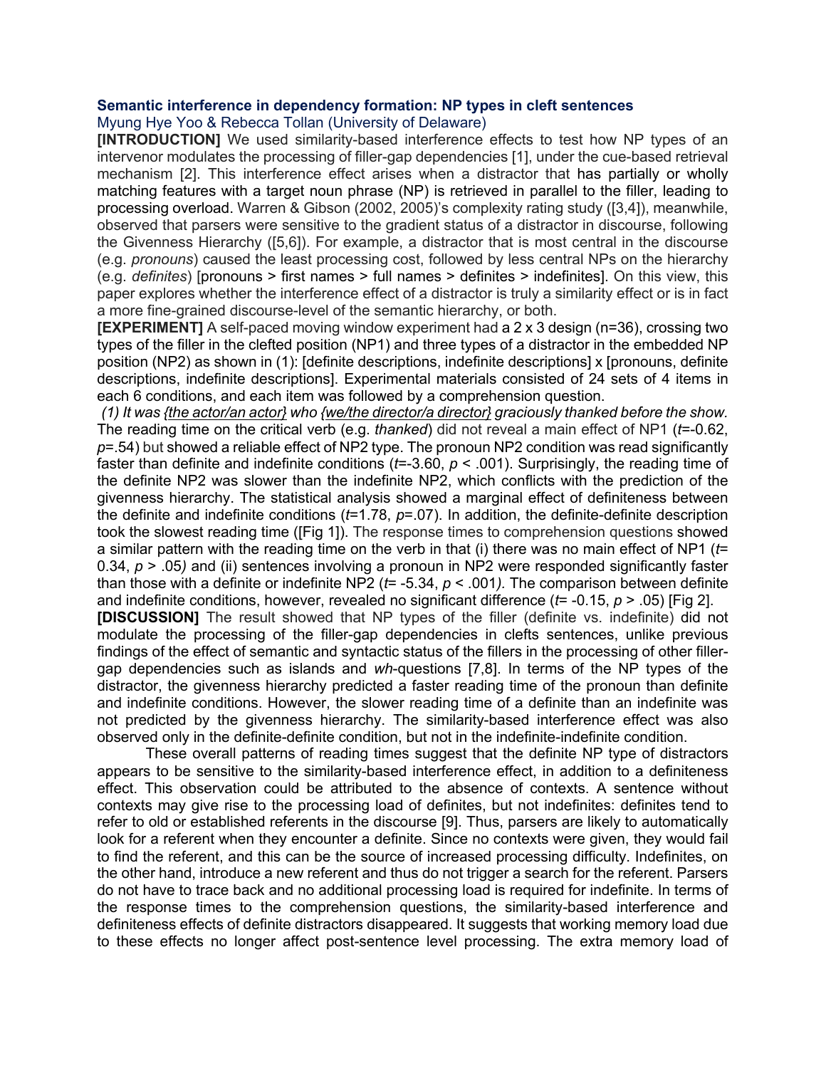## Semantic interference in dependency formation: NP types in cleft sentences

Myung Hye Yoo & Rebecca Tollan (University of Delaware)

**[INTRODUCTION]** We used similarity-based interference effects to test how NP types of an intervenor modulates the processing of filler-gap dependencies [1], under the cue-based retrieval mechanism [2]. This interference effect arises when a distractor that has partially or wholly matching features with a target noun phrase (NP) is retrieved in parallel to the filler, leading to processing overload. Warren & Gibson (2002, 2005)'s complexity rating study ([3,4]), meanwhile, observed that parsers were sensitive to the gradient status of a distractor in discourse, following the Givenness Hierarchy ([5,6]). For example, a distractor that is most central in the discourse (e.g. *pronouns*) caused the least processing cost, followed by less central NPs on the hierarchy (e.g. *definites*) [pronouns > first names > full names > definites > indefinites]. On this view, this paper explores whether the interference effect of a distractor is truly a similarity effect or is in fact a more fine-grained discourse-level of the semantic hierarchy, or both.

**[EXPERIMENT]** A self-paced moving window experiment had a 2 x 3 design (n=36), crossing two types of the filler in the clefted position (NP1) and three types of a distractor in the embedded NP position (NP2) as shown in (1): [definite descriptions, indefinite descriptions] x [pronouns, definite descriptions, indefinite descriptions]. Experimental materials consisted of 24 sets of 4 items in each 6 conditions, and each item was followed by a comprehension question.

*(1) It was {the actor/an actor} who {we/the director/a director} graciously thanked before the show.*

The reading time on the critical verb (e.g. *thanked*) did not reveal a main effect of NP1 ($t$=-0.62, $p$=.54) but showed a reliable effect of NP2 type. The pronoun NP2 condition was read significantly faster than definite and indefinite conditions ($t$=-3.60, $p$ < .001). Surprisingly, the reading time of the definite NP2 was slower than the indefinite NP2, which conflicts with the prediction of the givenness hierarchy. The statistical analysis showed a marginal effect of definiteness between the definite and indefinite conditions ($t$=1.78, $p$=.07). In addition, the definite-definite description took the slowest reading time ([Fig 1]). The response times to comprehension questions showed a similar pattern with the reading time on the verb in that (i) there was no main effect of NP1 ($t$= 0.34, $p$ > .05) and (ii) sentences involving a pronoun in NP2 were responded significantly faster than those with a definite or indefinite NP2 ($t$= -5.34, $p$ < .001). The comparison between definite and indefinite conditions, however, revealed no significant difference ($t$= -0.15, $p$ > .05) [Fig 2].

**[DISCUSSION]** The result showed that NP types of the filler (definite vs. indefinite) did not modulate the processing of the filler-gap dependencies in clefts sentences, unlike previous findings of the effect of semantic and syntactic status of the fillers in the processing of other filler-gap dependencies such as islands and *wh*-questions [7,8]. In terms of the NP types of the distractor, the givenness hierarchy predicted a faster reading time of the pronoun than definite and indefinite conditions. However, the slower reading time of a definite than an indefinite was not predicted by the givenness hierarchy. The similarity-based interference effect was also observed only in the definite-definite condition, but not in the indefinite-indefinite condition.

These overall patterns of reading times suggest that the definite NP type of distractors appears to be sensitive to the similarity-based interference effect, in addition to a definiteness effect. This observation could be attributed to the absence of contexts. A sentence without contexts may give rise to the processing load of definites, but not indefinites: definites tend to refer to old or established referents in the discourse [9]. Thus, parsers are likely to automatically look for a referent when they encounter a definite. Since no contexts were given, they would fail to find the referent, and this can be the source of increased processing difficulty. Indefinites, on the other hand, introduce a new referent and thus do not trigger a search for the referent. Parsers do not have to trace back and no additional processing load is required for indefinite. In terms of the response times to the comprehension questions, the similarity-based interference and definiteness effects of definite distractors disappeared. It suggests that working memory load due to these effects no longer affect post-sentence level processing. The extra memory load of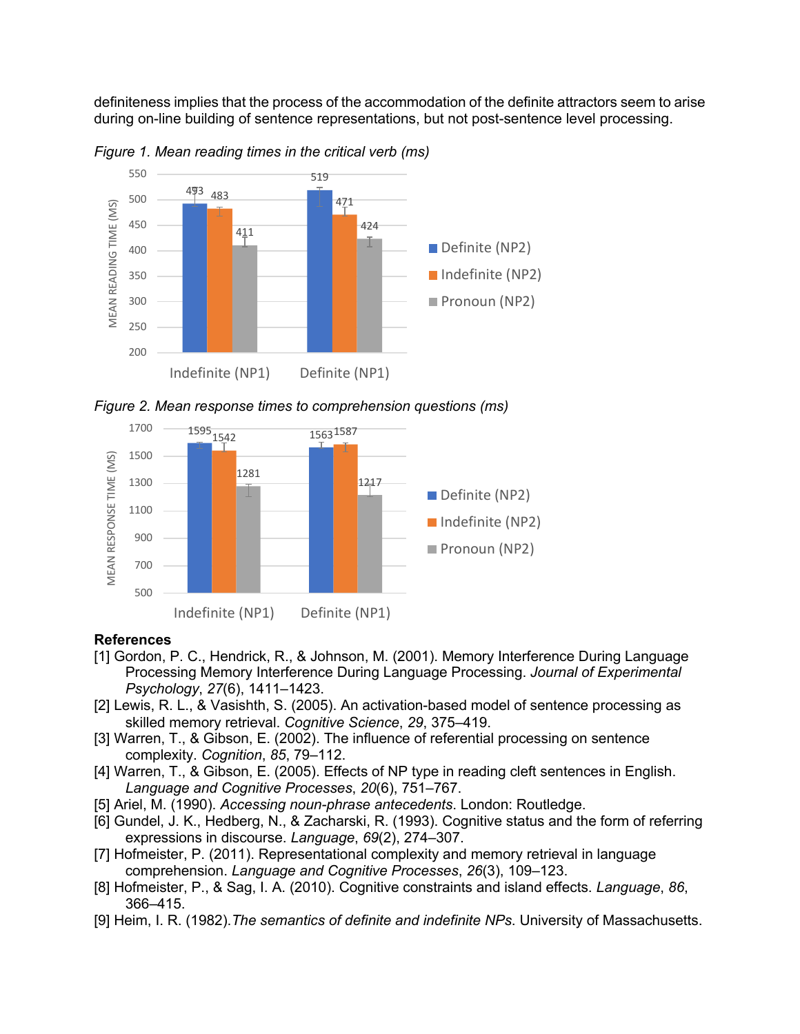definiteness implies that the process of the accommodation of the definite attractors seem to arise during on-line building of sentence representations, but not post-sentence level processing.

*Figure 1. Mean reading times in the critical verb (ms)*

MEAN READING TIME (MS)

550
500
450
400
350
300
250
200

493 483 411
519 471 424

Indefinite (NP1)
Definite (NP1)

Definite (NP2)
Indefinite (NP2)
Pronoun (NP2)

*Figure 2. Mean response times to comprehension questions (ms)*

MEAN RESPONSE TIME (MS)

1700
1500
1300
1100
900
700
500

1595 1542 1281
1563 1587 1217

Indefinite (NP1)
Definite (NP1)

Definite (NP2)
Indefinite (NP2)
Pronoun (NP2)

**References**

[1] Gordon, P. C., Hendrick, R., & Johnson, M. (2001). Memory Interference During Language Processing Memory Interference During Language Processing. *Journal of Experimental Psychology*, *27*(6), 1411–1423.

[2] Lewis, R. L., & Vasishth, S. (2005). An activation-based model of sentence processing as skilled memory retrieval. *Cognitive Science*, *29*, 375–419.

[3] Warren, T., & Gibson, E. (2002). The influence of referential processing on sentence complexity. *Cognition*, *85*, 79–112.

[4] Warren, T., & Gibson, E. (2005). Effects of NP type in reading cleft sentences in English. *Language and Cognitive Processes*, *20*(6), 751–767.

[5] Ariel, M. (1990). *Accessing noun-phrase antecedents*. London: Routledge.

[6] Gundel, J. K., Hedberg, N., & Zacharski, R. (1993). Cognitive status and the form of referring expressions in discourse. *Language*, *69*(2), 274–307.

[7] Hofmeister, P. (2011). Representational complexity and memory retrieval in language comprehension. *Language and Cognitive Processes*, *26*(3), 109–123.

[8] Hofmeister, P., & Sag, I. A. (2010). Cognitive constraints and island effects. *Language*, *86*, 366–415.

[9] Heim, I. R. (1982).*The semantics of definite and indefinite NPs*. University of Massachusetts.